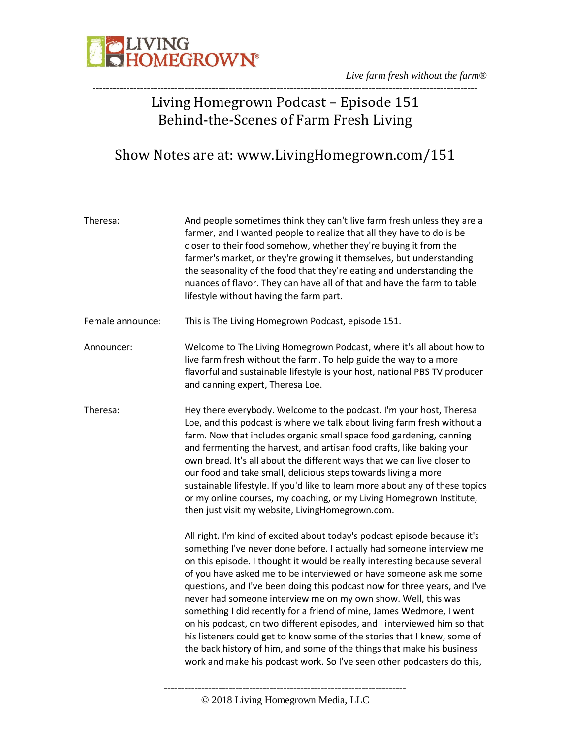LIVING HOMEGROWN®

*Live farm fresh without the farm®*

# Living Homegrown Podcast – Episode 151
# Behind-the-Scenes of Farm Fresh Living

## Show Notes are at: www.LivingHomegrown.com/151

**Theresa:** And people sometimes think they can't live farm fresh unless they are a farmer, and I wanted people to realize that all they have to do is be closer to their food somehow, whether they're buying it from the farmer's market, or they're growing it themselves, but understanding the seasonality of the food that they're eating and understanding the nuances of flavor. They can have all of that and have the farm to table lifestyle without having the farm part.

**Female announce:** This is The Living Homegrown Podcast, episode 151.

**Announcer:** Welcome to The Living Homegrown Podcast, where it's all about how to live farm fresh without the farm. To help guide the way to a more flavorful and sustainable lifestyle is your host, national PBS TV producer and canning expert, Theresa Loe.

**Theresa:** Hey there everybody. Welcome to the podcast. I'm your host, Theresa Loe, and this podcast is where we talk about living farm fresh without a farm. Now that includes organic small space food gardening, canning and fermenting the harvest, and artisan food crafts, like baking your own bread. It's all about the different ways that we can live closer to our food and take small, delicious steps towards living a more sustainable lifestyle. If you'd like to learn more about any of these topics or my online courses, my coaching, or my Living Homegrown Institute, then just visit my website, LivingHomegrown.com.

All right. I'm kind of excited about today's podcast episode because it's something I've never done before. I actually had someone interview me on this episode. I thought it would be really interesting because several of you have asked me to be interviewed or have someone ask me some questions, and I've been doing this podcast now for three years, and I've never had someone interview me on my own show. Well, this was something I did recently for a friend of mine, James Wedmore, I went on his podcast, on two different episodes, and I interviewed him so that his listeners could get to know some of the stories that I knew, some of the back history of him, and some of the things that make his business work and make his podcast work. So I've seen other podcasters do this,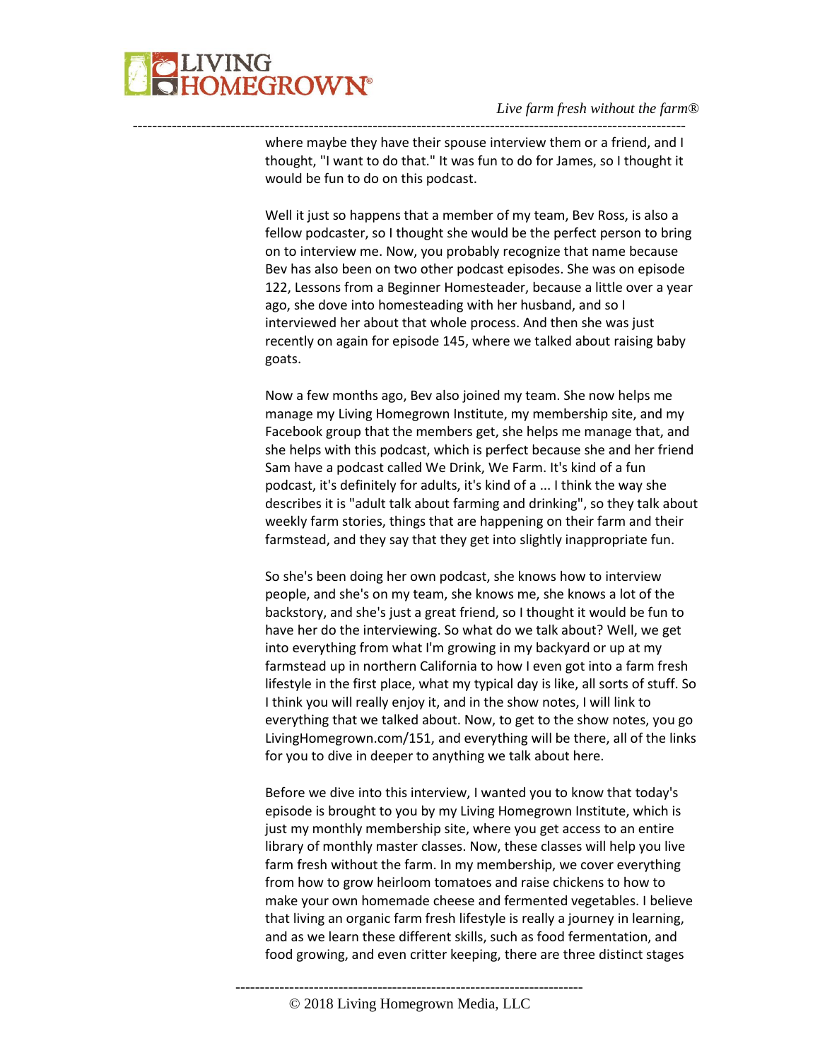where maybe they have their spouse interview them or a friend, and I thought, "I want to do that." It was fun to do for James, so I thought it would be fun to do on this podcast.

Well it just so happens that a member of my team, Bev Ross, is also a fellow podcaster, so I thought she would be the perfect person to bring on to interview me. Now, you probably recognize that name because Bev has also been on two other podcast episodes. She was on episode 122, Lessons from a Beginner Homesteader, because a little over a year ago, she dove into homesteading with her husband, and so I interviewed her about that whole process. And then she was just recently on again for episode 145, where we talked about raising baby goats.

Now a few months ago, Bev also joined my team. She now helps me manage my Living Homegrown Institute, my membership site, and my Facebook group that the members get, she helps me manage that, and she helps with this podcast, which is perfect because she and her friend Sam have a podcast called We Drink, We Farm. It's kind of a fun podcast, it's definitely for adults, it's kind of a ... I think the way she describes it is "adult talk about farming and drinking", so they talk about weekly farm stories, things that are happening on their farm and their farmstead, and they say that they get into slightly inappropriate fun.

So she's been doing her own podcast, she knows how to interview people, and she's on my team, she knows me, she knows a lot of the backstory, and she's just a great friend, so I thought it would be fun to have her do the interviewing. So what do we talk about? Well, we get into everything from what I'm growing in my backyard or up at my farmstead up in northern California to how I even got into a farm fresh lifestyle in the first place, what my typical day is like, all sorts of stuff. So I think you will really enjoy it, and in the show notes, I will link to everything that we talked about. Now, to get to the show notes, you go LivingHomegrown.com/151, and everything will be there, all of the links for you to dive in deeper to anything we talk about here.

Before we dive into this interview, I wanted you to know that today's episode is brought to you by my Living Homegrown Institute, which is just my monthly membership site, where you get access to an entire library of monthly master classes. Now, these classes will help you live farm fresh without the farm. In my membership, we cover everything from how to grow heirloom tomatoes and raise chickens to how to make your own homemade cheese and fermented vegetables. I believe that living an organic farm fresh lifestyle is really a journey in learning, and as we learn these different skills, such as food fermentation, and food growing, and even critter keeping, there are three distinct stages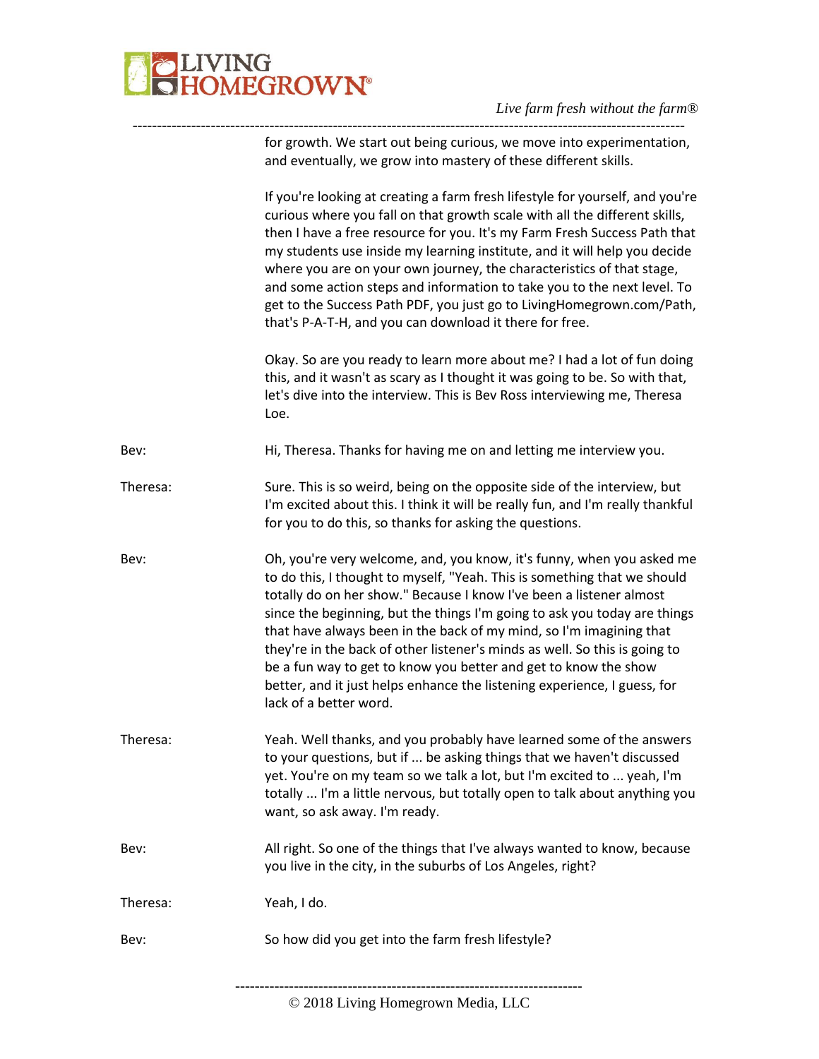for growth. We start out being curious, we move into experimentation, and eventually, we grow into mastery of these different skills.

If you're looking at creating a farm fresh lifestyle for yourself, and you're curious where you fall on that growth scale with all the different skills, then I have a free resource for you. It's my Farm Fresh Success Path that my students use inside my learning institute, and it will help you decide where you are on your own journey, the characteristics of that stage, and some action steps and information to take you to the next level. To get to the Success Path PDF, you just go to LivingHomegrown.com/Path, that's P-A-T-H, and you can download it there for free.

Okay. So are you ready to learn more about me? I had a lot of fun doing this, and it wasn't as scary as I thought it was going to be. So with that, let's dive into the interview. This is Bev Ross interviewing me, Theresa Loe.

Bev: Hi, Theresa. Thanks for having me on and letting me interview you.

Theresa: Sure. This is so weird, being on the opposite side of the interview, but I'm excited about this. I think it will be really fun, and I'm really thankful for you to do this, so thanks for asking the questions.

Bev: Oh, you're very welcome, and, you know, it's funny, when you asked me to do this, I thought to myself, "Yeah. This is something that we should totally do on her show." Because I know I've been a listener almost since the beginning, but the things I'm going to ask you today are things that have always been in the back of my mind, so I'm imagining that they're in the back of other listener's minds as well. So this is going to be a fun way to get to know you better and get to know the show better, and it just helps enhance the listening experience, I guess, for lack of a better word.

Theresa: Yeah. Well thanks, and you probably have learned some of the answers to your questions, but if ... be asking things that we haven't discussed yet. You're on my team so we talk a lot, but I'm excited to ... yeah, I'm totally ... I'm a little nervous, but totally open to talk about anything you want, so ask away. I'm ready.

Bev: All right. So one of the things that I've always wanted to know, because you live in the city, in the suburbs of Los Angeles, right?

Theresa: Yeah, I do.

Bev: So how did you get into the farm fresh lifestyle?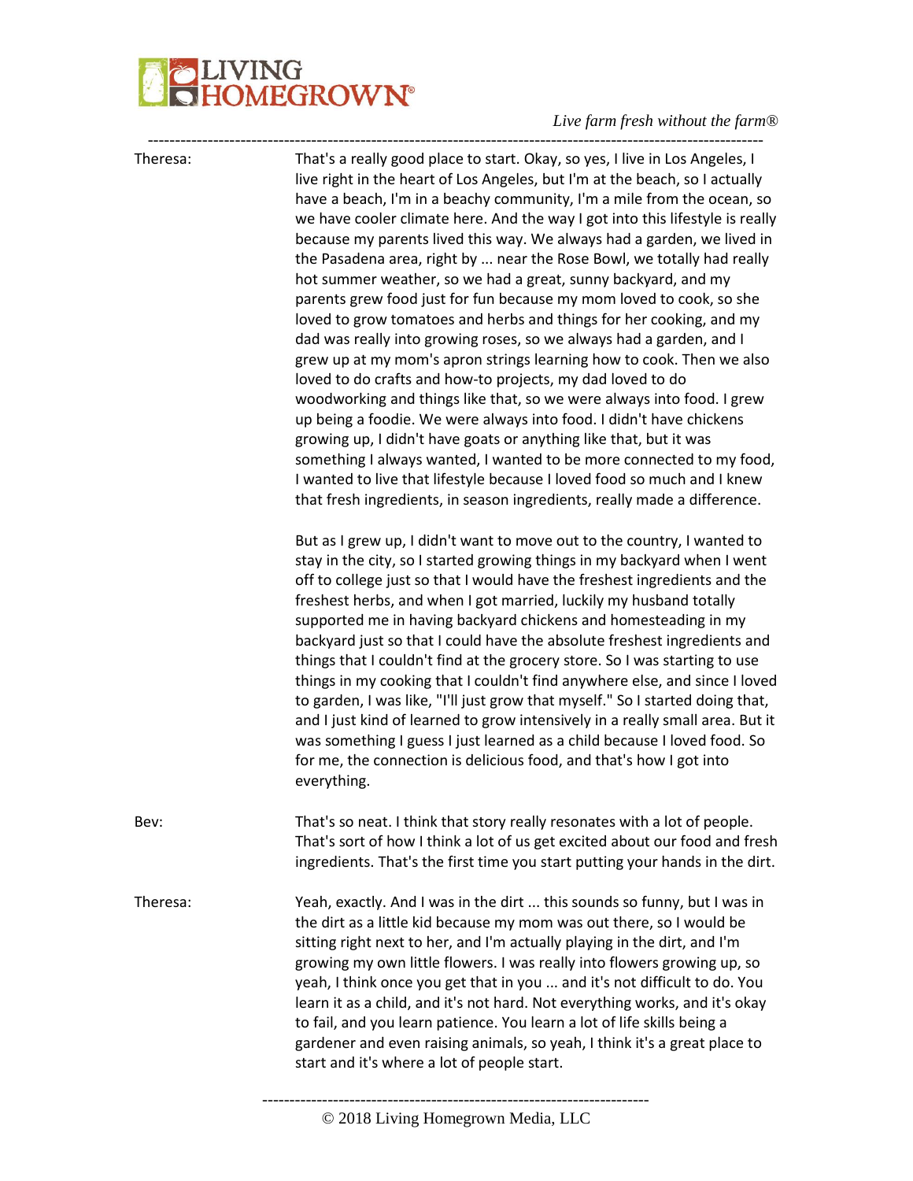**Theresa:** That's a really good place to start. Okay, so yes, I live in Los Angeles, I live right in the heart of Los Angeles, but I'm at the beach, so I actually have a beach, I'm in a beachy community, I'm a mile from the ocean, so we have cooler climate here. And the way I got into this lifestyle is really because my parents lived this way. We always had a garden, we lived in the Pasadena area, right by ... near the Rose Bowl, we totally had really hot summer weather, so we had a great, sunny backyard, and my parents grew food just for fun because my mom loved to cook, so she loved to grow tomatoes and herbs and things for her cooking, and my dad was really into growing roses, so we always had a garden, and I grew up at my mom's apron strings learning how to cook. Then we also loved to do crafts and how-to projects, my dad loved to do woodworking and things like that, so we were always into food. I grew up being a foodie. We were always into food. I didn't have chickens growing up, I didn't have goats or anything like that, but it was something I always wanted, I wanted to be more connected to my food, I wanted to live that lifestyle because I loved food so much and I knew that fresh ingredients, in season ingredients, really made a difference.

But as I grew up, I didn't want to move out to the country, I wanted to stay in the city, so I started growing things in my backyard when I went off to college just so that I would have the freshest ingredients and the freshest herbs, and when I got married, luckily my husband totally supported me in having backyard chickens and homesteading in my backyard just so that I could have the absolute freshest ingredients and things that I couldn't find at the grocery store. So I was starting to use things in my cooking that I couldn't find anywhere else, and since I loved to garden, I was like, "I'll just grow that myself." So I started doing that, and I just kind of learned to grow intensively in a really small area. But it was something I guess I just learned as a child because I loved food. So for me, the connection is delicious food, and that's how I got into everything.

**Bev:** That's so neat. I think that story really resonates with a lot of people. That's sort of how I think a lot of us get excited about our food and fresh ingredients. That's the first time you start putting your hands in the dirt.

**Theresa:** Yeah, exactly. And I was in the dirt ... this sounds so funny, but I was in the dirt as a little kid because my mom was out there, so I would be sitting right next to her, and I'm actually playing in the dirt, and I'm growing my own little flowers. I was really into flowers growing up, so yeah, I think once you get that in you ... and it's not difficult to do. You learn it as a child, and it's not hard. Not everything works, and it's okay to fail, and you learn patience. You learn a lot of life skills being a gardener and even raising animals, so yeah, I think it's a great place to start and it's where a lot of people start.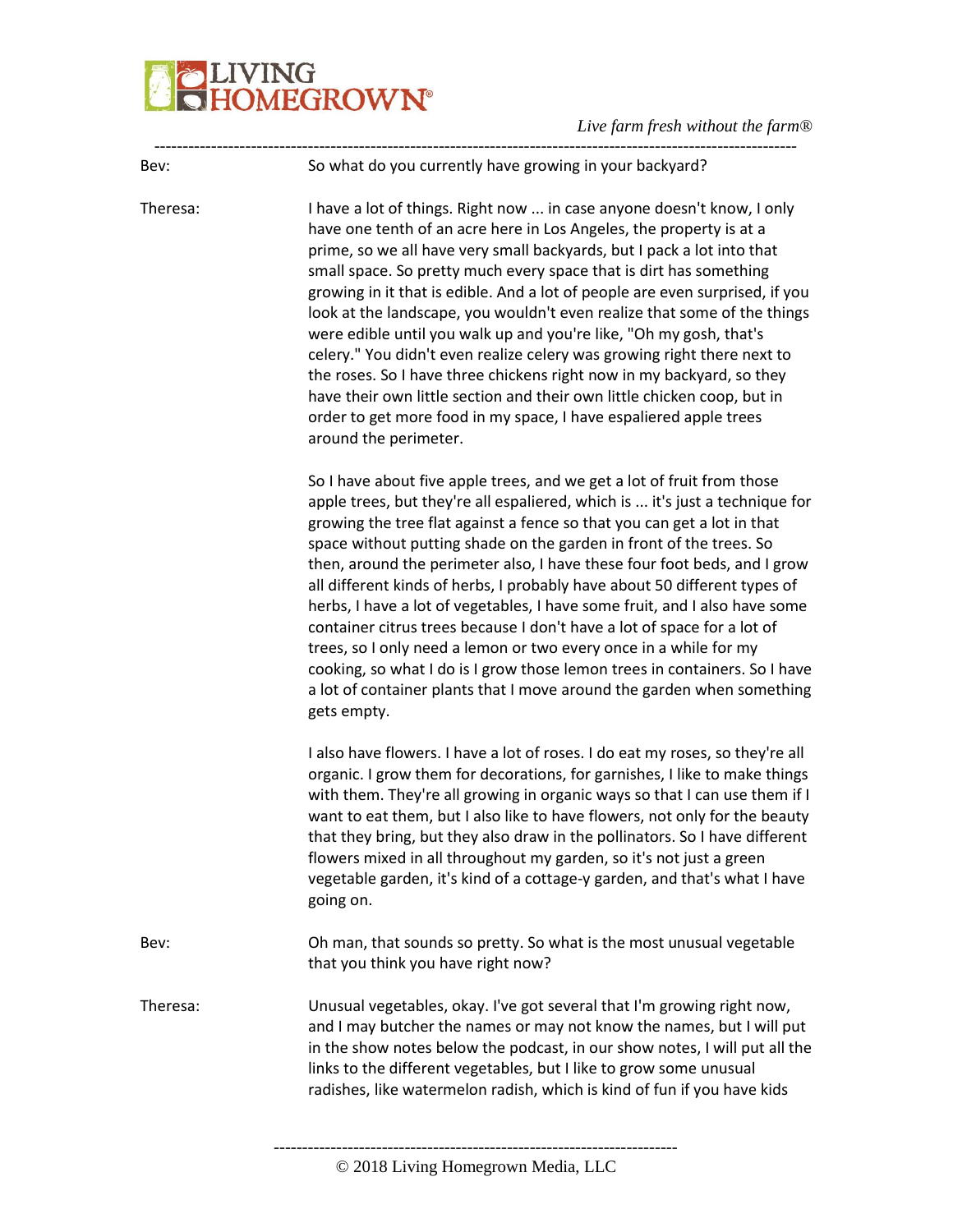Bev: So what do you currently have growing in your backyard?

Theresa: I have a lot of things. Right now ... in case anyone doesn't know, I only have one tenth of an acre here in Los Angeles, the property is at a prime, so we all have very small backyards, but I pack a lot into that small space. So pretty much every space that is dirt has something growing in it that is edible. And a lot of people are even surprised, if you look at the landscape, you wouldn't even realize that some of the things were edible until you walk up and you're like, "Oh my gosh, that's celery." You didn't even realize celery was growing right there next to the roses. So I have three chickens right now in my backyard, so they have their own little section and their own little chicken coop, but in order to get more food in my space, I have espaliered apple trees around the perimeter.

So I have about five apple trees, and we get a lot of fruit from those apple trees, but they're all espaliered, which is ... it's just a technique for growing the tree flat against a fence so that you can get a lot in that space without putting shade on the garden in front of the trees. So then, around the perimeter also, I have these four foot beds, and I grow all different kinds of herbs, I probably have about 50 different types of herbs, I have a lot of vegetables, I have some fruit, and I also have some container citrus trees because I don't have a lot of space for a lot of trees, so I only need a lemon or two every once in a while for my cooking, so what I do is I grow those lemon trees in containers. So I have a lot of container plants that I move around the garden when something gets empty.

I also have flowers. I have a lot of roses. I do eat my roses, so they're all organic. I grow them for decorations, for garnishes, I like to make things with them. They're all growing in organic ways so that I can use them if I want to eat them, but I also like to have flowers, not only for the beauty that they bring, but they also draw in the pollinators. So I have different flowers mixed in all throughout my garden, so it's not just a green vegetable garden, it's kind of a cottage-y garden, and that's what I have going on.

Bev: Oh man, that sounds so pretty. So what is the most unusual vegetable that you think you have right now?

Theresa: Unusual vegetables, okay. I've got several that I'm growing right now, and I may butcher the names or may not know the names, but I will put in the show notes below the podcast, in our show notes, I will put all the links to the different vegetables, but I like to grow some unusual radishes, like watermelon radish, which is kind of fun if you have kids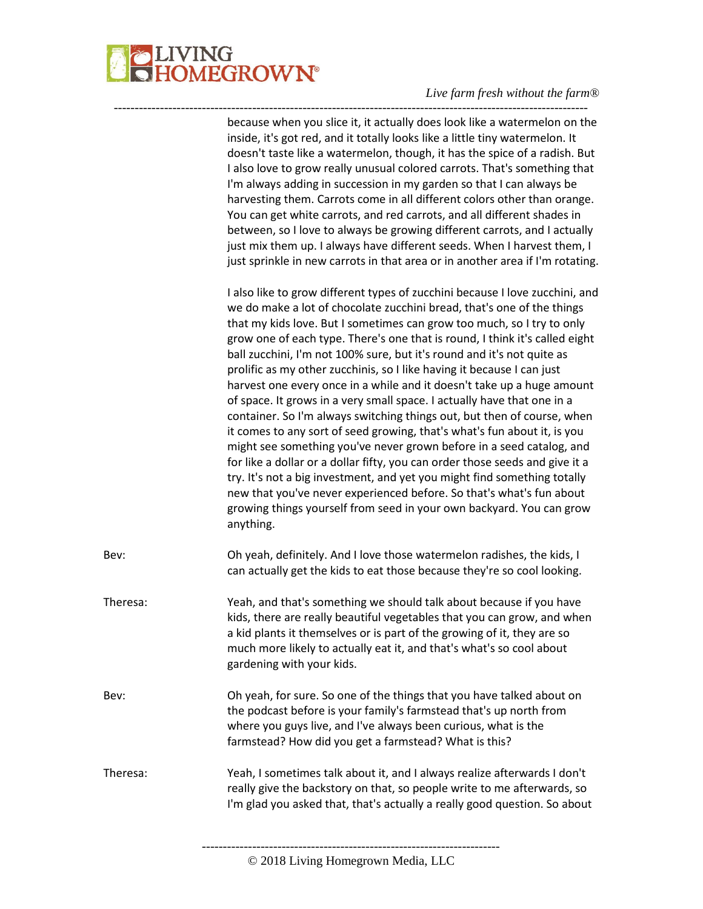because when you slice it, it actually does look like a watermelon on the inside, it's got red, and it totally looks like a little tiny watermelon. It doesn't taste like a watermelon, though, it has the spice of a radish. But I also love to grow really unusual colored carrots. That's something that I'm always adding in succession in my garden so that I can always be harvesting them. Carrots come in all different colors other than orange. You can get white carrots, and red carrots, and all different shades in between, so I love to always be growing different carrots, and I actually just mix them up. I always have different seeds. When I harvest them, I just sprinkle in new carrots in that area or in another area if I'm rotating.

I also like to grow different types of zucchini because I love zucchini, and we do make a lot of chocolate zucchini bread, that's one of the things that my kids love. But I sometimes can grow too much, so I try to only grow one of each type. There's one that is round, I think it's called eight ball zucchini, I'm not 100% sure, but it's round and it's not quite as prolific as my other zucchinis, so I like having it because I can just harvest one every once in a while and it doesn't take up a huge amount of space. It grows in a very small space. I actually have that one in a container. So I'm always switching things out, but then of course, when it comes to any sort of seed growing, that's what's fun about it, is you might see something you've never grown before in a seed catalog, and for like a dollar or a dollar fifty, you can order those seeds and give it a try. It's not a big investment, and yet you might find something totally new that you've never experienced before. So that's what's fun about growing things yourself from seed in your own backyard. You can grow anything.

Bev: Oh yeah, definitely. And I love those watermelon radishes, the kids, I can actually get the kids to eat those because they're so cool looking.

Theresa: Yeah, and that's something we should talk about because if you have kids, there are really beautiful vegetables that you can grow, and when a kid plants it themselves or is part of the growing of it, they are so much more likely to actually eat it, and that's what's so cool about gardening with your kids.

Bev: Oh yeah, for sure. So one of the things that you have talked about on the podcast before is your family's farmstead that's up north from where you guys live, and I've always been curious, what is the farmstead? How did you get a farmstead? What is this?

Theresa: Yeah, I sometimes talk about it, and I always realize afterwards I don't really give the backstory on that, so people write to me afterwards, so I'm glad you asked that, that's actually a really good question. So about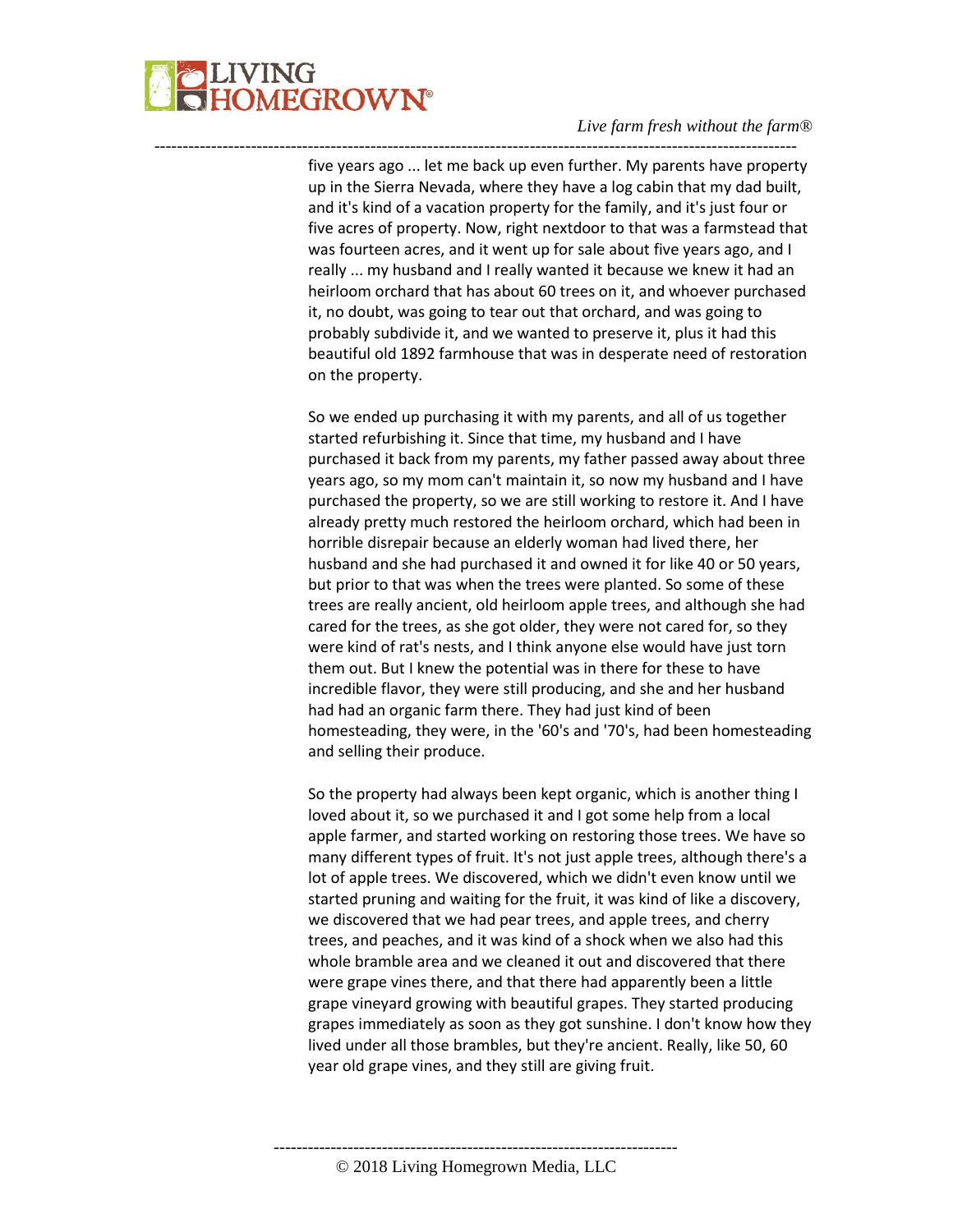five years ago ... let me back up even further. My parents have property up in the Sierra Nevada, where they have a log cabin that my dad built, and it's kind of a vacation property for the family, and it's just four or five acres of property. Now, right nextdoor to that was a farmstead that was fourteen acres, and it went up for sale about five years ago, and I really ... my husband and I really wanted it because we knew it had an heirloom orchard that has about 60 trees on it, and whoever purchased it, no doubt, was going to tear out that orchard, and was going to probably subdivide it, and we wanted to preserve it, plus it had this beautiful old 1892 farmhouse that was in desperate need of restoration on the property.

So we ended up purchasing it with my parents, and all of us together started refurbishing it. Since that time, my husband and I have purchased it back from my parents, my father passed away about three years ago, so my mom can't maintain it, so now my husband and I have purchased the property, so we are still working to restore it. And I have already pretty much restored the heirloom orchard, which had been in horrible disrepair because an elderly woman had lived there, her husband and she had purchased it and owned it for like 40 or 50 years, but prior to that was when the trees were planted. So some of these trees are really ancient, old heirloom apple trees, and although she had cared for the trees, as she got older, they were not cared for, so they were kind of rat's nests, and I think anyone else would have just torn them out. But I knew the potential was in there for these to have incredible flavor, they were still producing, and she and her husband had had an organic farm there. They had just kind of been homesteading, they were, in the '60's and '70's, had been homesteading and selling their produce.

So the property had always been kept organic, which is another thing I loved about it, so we purchased it and I got some help from a local apple farmer, and started working on restoring those trees. We have so many different types of fruit. It's not just apple trees, although there's a lot of apple trees. We discovered, which we didn't even know until we started pruning and waiting for the fruit, it was kind of like a discovery, we discovered that we had pear trees, and apple trees, and cherry trees, and peaches, and it was kind of a shock when we also had this whole bramble area and we cleaned it out and discovered that there were grape vines there, and that there had apparently been a little grape vineyard growing with beautiful grapes. They started producing grapes immediately as soon as they got sunshine. I don't know how they lived under all those brambles, but they're ancient. Really, like 50, 60 year old grape vines, and they still are giving fruit.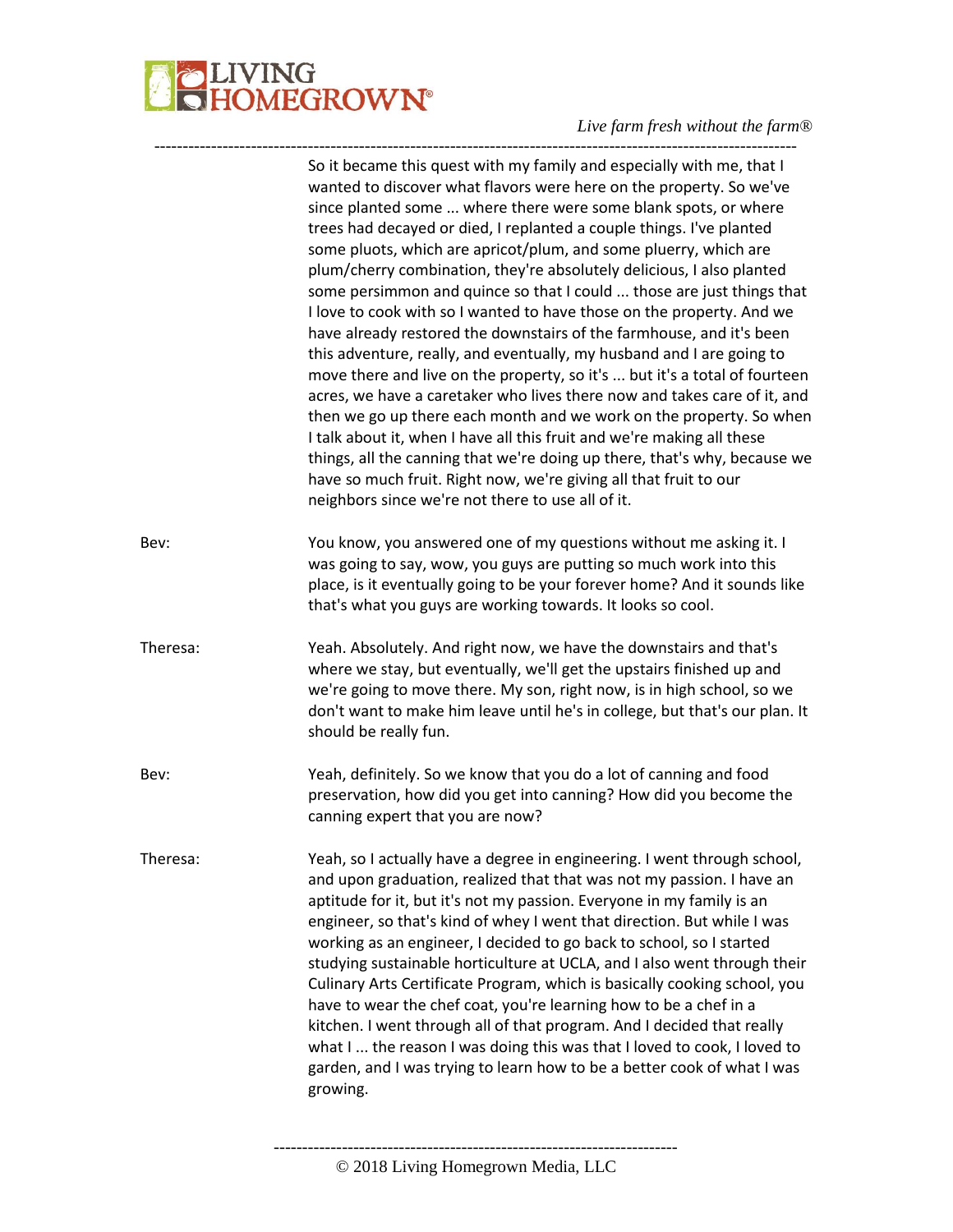So it became this quest with my family and especially with me, that I wanted to discover what flavors were here on the property. So we've since planted some ... where there were some blank spots, or where trees had decayed or died, I replanted a couple things. I've planted some pluots, which are apricot/plum, and some pluerry, which are plum/cherry combination, they're absolutely delicious, I also planted some persimmon and quince so that I could ... those are just things that I love to cook with so I wanted to have those on the property. And we have already restored the downstairs of the farmhouse, and it's been this adventure, really, and eventually, my husband and I are going to move there and live on the property, so it's ... but it's a total of fourteen acres, we have a caretaker who lives there now and takes care of it, and then we go up there each month and we work on the property. So when I talk about it, when I have all this fruit and we're making all these things, all the canning that we're doing up there, that's why, because we have so much fruit. Right now, we're giving all that fruit to our neighbors since we're not there to use all of it.

Bev: You know, you answered one of my questions without me asking it. I was going to say, wow, you guys are putting so much work into this place, is it eventually going to be your forever home? And it sounds like that's what you guys are working towards. It looks so cool.

Theresa: Yeah. Absolutely. And right now, we have the downstairs and that's where we stay, but eventually, we'll get the upstairs finished up and we're going to move there. My son, right now, is in high school, so we don't want to make him leave until he's in college, but that's our plan. It should be really fun.

Bev: Yeah, definitely. So we know that you do a lot of canning and food preservation, how did you get into canning? How did you become the canning expert that you are now?

Theresa: Yeah, so I actually have a degree in engineering. I went through school, and upon graduation, realized that that was not my passion. I have an aptitude for it, but it's not my passion. Everyone in my family is an engineer, so that's kind of whey I went that direction. But while I was working as an engineer, I decided to go back to school, so I started studying sustainable horticulture at UCLA, and I also went through their Culinary Arts Certificate Program, which is basically cooking school, you have to wear the chef coat, you're learning how to be a chef in a kitchen. I went through all of that program. And I decided that really what I ... the reason I was doing this was that I loved to cook, I loved to garden, and I was trying to learn how to be a better cook of what I was growing.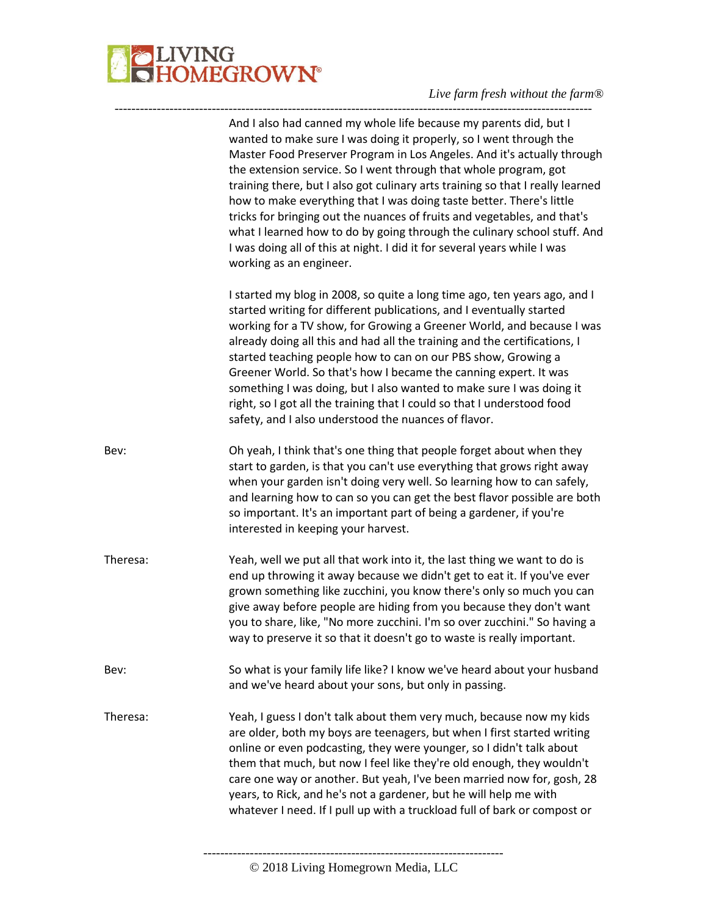And I also had canned my whole life because my parents did, but I wanted to make sure I was doing it properly, so I went through the Master Food Preserver Program in Los Angeles. And it's actually through the extension service. So I went through that whole program, got training there, but I also got culinary arts training so that I really learned how to make everything that I was doing taste better. There's little tricks for bringing out the nuances of fruits and vegetables, and that's what I learned how to do by going through the culinary school stuff. And I was doing all of this at night. I did it for several years while I was working as an engineer.

I started my blog in 2008, so quite a long time ago, ten years ago, and I started writing for different publications, and I eventually started working for a TV show, for Growing a Greener World, and because I was already doing all this and had all the training and the certifications, I started teaching people how to can on our PBS show, Growing a Greener World. So that's how I became the canning expert. It was something I was doing, but I also wanted to make sure I was doing it right, so I got all the training that I could so that I understood food safety, and I also understood the nuances of flavor.

Bev: Oh yeah, I think that's one thing that people forget about when they start to garden, is that you can't use everything that grows right away when your garden isn't doing very well. So learning how to can safely, and learning how to can so you can get the best flavor possible are both so important. It's an important part of being a gardener, if you're interested in keeping your harvest.

Theresa: Yeah, well we put all that work into it, the last thing we want to do is end up throwing it away because we didn't get to eat it. If you've ever grown something like zucchini, you know there's only so much you can give away before people are hiding from you because they don't want you to share, like, "No more zucchini. I'm so over zucchini." So having a way to preserve it so that it doesn't go to waste is really important.

Bev: So what is your family life like? I know we've heard about your husband and we've heard about your sons, but only in passing.

Theresa: Yeah, I guess I don't talk about them very much, because now my kids are older, both my boys are teenagers, but when I first started writing online or even podcasting, they were younger, so I didn't talk about them that much, but now I feel like they're old enough, they wouldn't care one way or another. But yeah, I've been married now for, gosh, 28 years, to Rick, and he's not a gardener, but he will help me with whatever I need. If I pull up with a truckload full of bark or compost or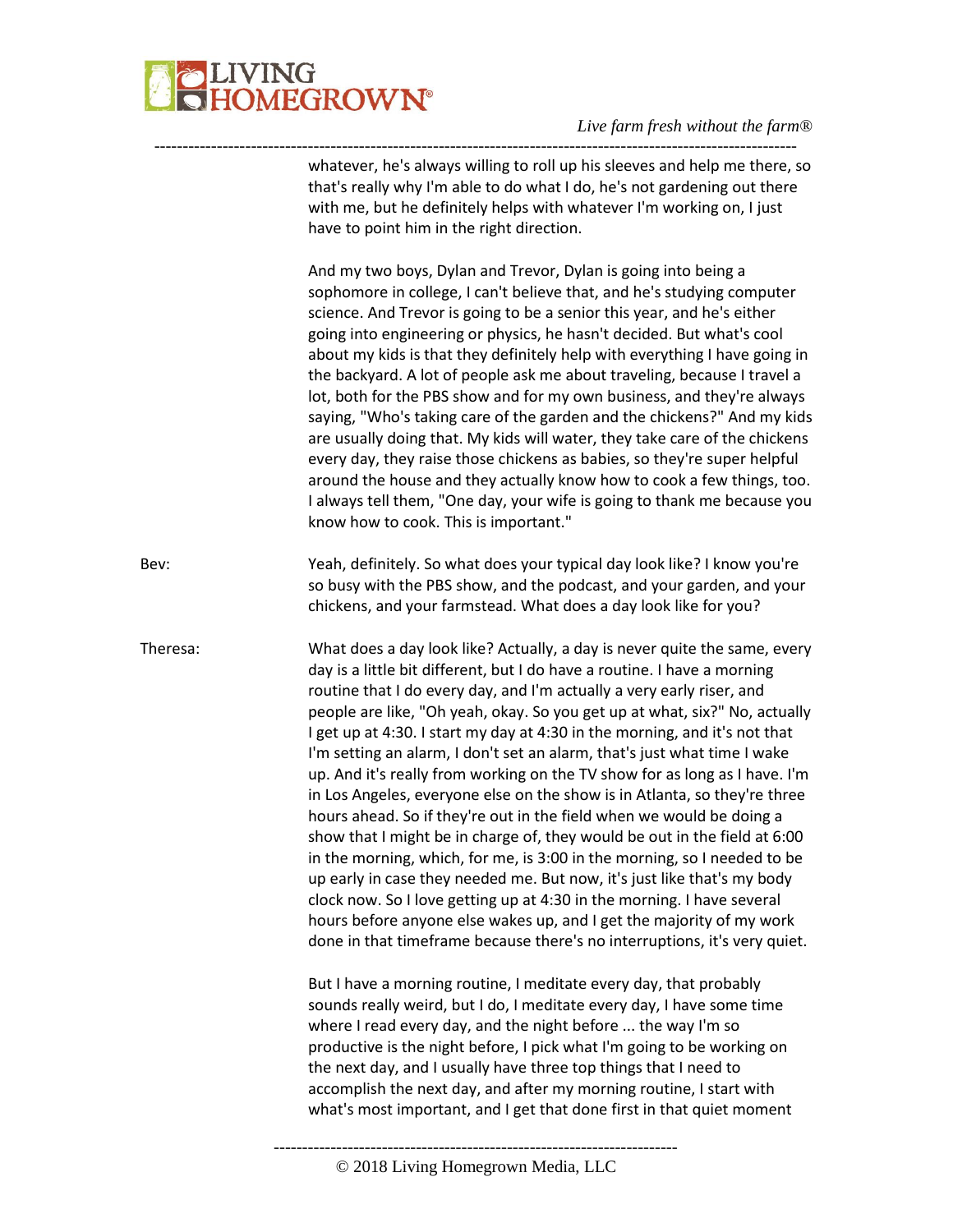whatever, he's always willing to roll up his sleeves and help me there, so that's really why I'm able to do what I do, he's not gardening out there with me, but he definitely helps with whatever I'm working on, I just have to point him in the right direction.

And my two boys, Dylan and Trevor, Dylan is going into being a sophomore in college, I can't believe that, and he's studying computer science. And Trevor is going to be a senior this year, and he's either going into engineering or physics, he hasn't decided. But what's cool about my kids is that they definitely help with everything I have going in the backyard. A lot of people ask me about traveling, because I travel a lot, both for the PBS show and for my own business, and they're always saying, "Who's taking care of the garden and the chickens?" And my kids are usually doing that. My kids will water, they take care of the chickens every day, they raise those chickens as babies, so they're super helpful around the house and they actually know how to cook a few things, too. I always tell them, "One day, your wife is going to thank me because you know how to cook. This is important."

Bev: Yeah, definitely. So what does your typical day look like? I know you're so busy with the PBS show, and the podcast, and your garden, and your chickens, and your farmstead. What does a day look like for you?

Theresa: What does a day look like? Actually, a day is never quite the same, every day is a little bit different, but I do have a routine. I have a morning routine that I do every day, and I'm actually a very early riser, and people are like, "Oh yeah, okay. So you get up at what, six?" No, actually I get up at 4:30. I start my day at 4:30 in the morning, and it's not that I'm setting an alarm, I don't set an alarm, that's just what time I wake up. And it's really from working on the TV show for as long as I have. I'm in Los Angeles, everyone else on the show is in Atlanta, so they're three hours ahead. So if they're out in the field when we would be doing a show that I might be in charge of, they would be out in the field at 6:00 in the morning, which, for me, is 3:00 in the morning, so I needed to be up early in case they needed me. But now, it's just like that's my body clock now. So I love getting up at 4:30 in the morning. I have several hours before anyone else wakes up, and I get the majority of my work done in that timeframe because there's no interruptions, it's very quiet.

But I have a morning routine, I meditate every day, that probably sounds really weird, but I do, I meditate every day, I have some time where I read every day, and the night before ... the way I'm so productive is the night before, I pick what I'm going to be working on the next day, and I usually have three top things that I need to accomplish the next day, and after my morning routine, I start with what's most important, and I get that done first in that quiet moment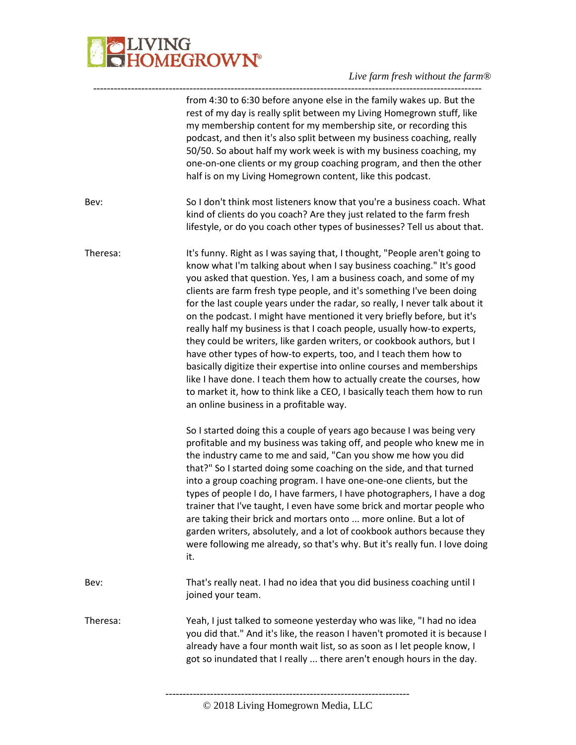from 4:30 to 6:30 before anyone else in the family wakes up. But the rest of my day is really split between my Living Homegrown stuff, like my membership content for my membership site, or recording this podcast, and then it's also split between my business coaching, really 50/50. So about half my work week is with my business coaching, my one-on-one clients or my group coaching program, and then the other half is on my Living Homegrown content, like this podcast.

**Bev:** So I don't think most listeners know that you're a business coach. What kind of clients do you coach? Are they just related to the farm fresh lifestyle, or do you coach other types of businesses? Tell us about that.

**Theresa:** It's funny. Right as I was saying that, I thought, "People aren't going to know what I'm talking about when I say business coaching." It's good you asked that question. Yes, I am a business coach, and some of my clients are farm fresh type people, and it's something I've been doing for the last couple years under the radar, so really, I never talk about it on the podcast. I might have mentioned it very briefly before, but it's really half my business is that I coach people, usually how-to experts, they could be writers, like garden writers, or cookbook authors, but I have other types of how-to experts, too, and I teach them how to basically digitize their expertise into online courses and memberships like I have done. I teach them how to actually create the courses, how to market it, how to think like a CEO, I basically teach them how to run an online business in a profitable way.

So I started doing this a couple of years ago because I was being very profitable and my business was taking off, and people who knew me in the industry came to me and said, "Can you show me how you did that?" So I started doing some coaching on the side, and that turned into a group coaching program. I have one-one-one clients, but the types of people I do, I have farmers, I have photographers, I have a dog trainer that I've taught, I even have some brick and mortar people who are taking their brick and mortars onto ... more online. But a lot of garden writers, absolutely, and a lot of cookbook authors because they were following me already, so that's why. But it's really fun. I love doing it.

**Bev:** That's really neat. I had no idea that you did business coaching until I joined your team.

**Theresa:** Yeah, I just talked to someone yesterday who was like, "I had no idea you did that." And it's like, the reason I haven't promoted it is because I already have a four month wait list, so as soon as I let people know, I got so inundated that I really ... there aren't enough hours in the day.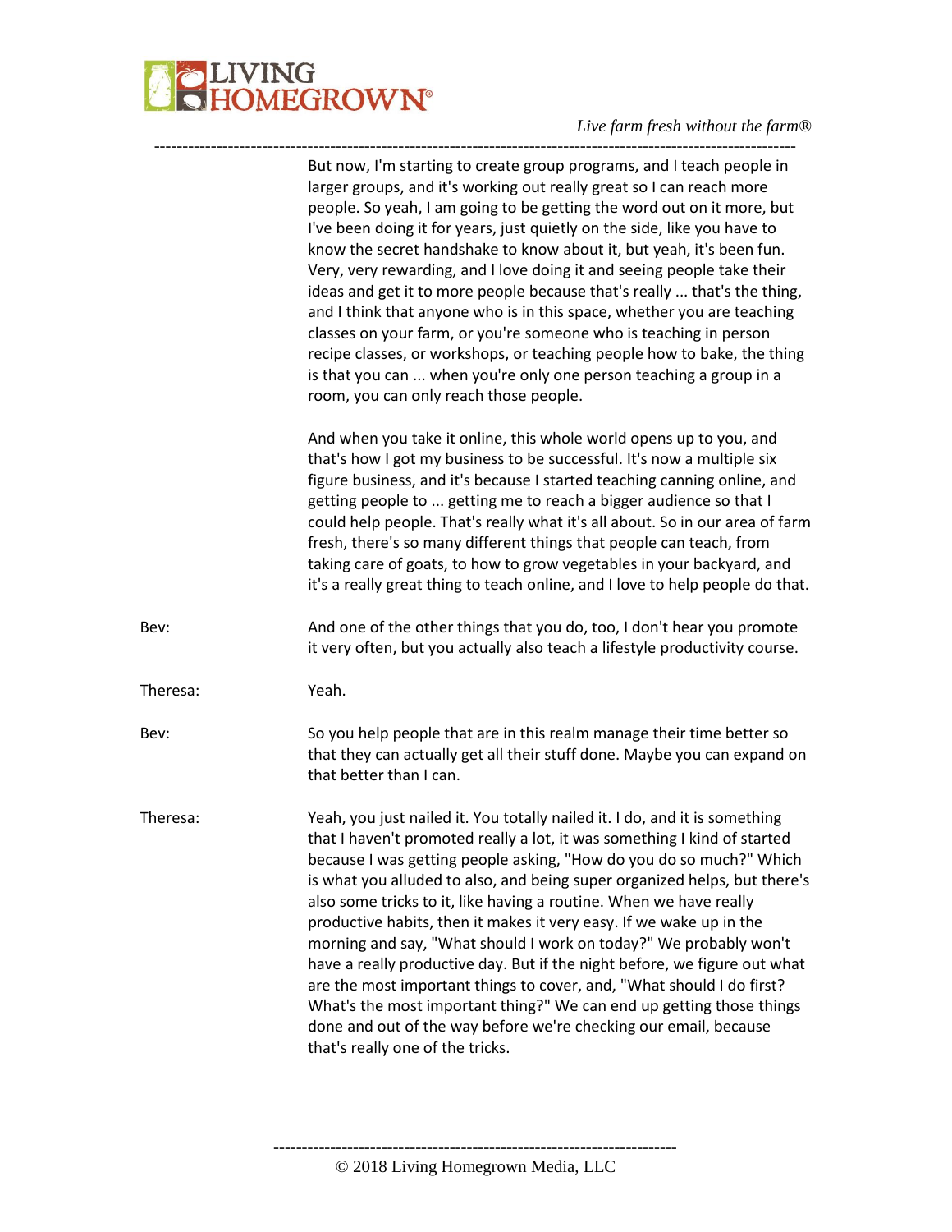But now, I'm starting to create group programs, and I teach people in larger groups, and it's working out really great so I can reach more people. So yeah, I am going to be getting the word out on it more, but I've been doing it for years, just quietly on the side, like you have to know the secret handshake to know about it, but yeah, it's been fun. Very, very rewarding, and I love doing it and seeing people take their ideas and get it to more people because that's really ... that's the thing, and I think that anyone who is in this space, whether you are teaching classes on your farm, or you're someone who is teaching in person recipe classes, or workshops, or teaching people how to bake, the thing is that you can ... when you're only one person teaching a group in a room, you can only reach those people.

And when you take it online, this whole world opens up to you, and that's how I got my business to be successful. It's now a multiple six figure business, and it's because I started teaching canning online, and getting people to ... getting me to reach a bigger audience so that I could help people. That's really what it's all about. So in our area of farm fresh, there's so many different things that people can teach, from taking care of goats, to how to grow vegetables in your backyard, and it's a really great thing to teach online, and I love to help people do that.

Bev: And one of the other things that you do, too, I don't hear you promote it very often, but you actually also teach a lifestyle productivity course.

Theresa: Yeah.

Bev: So you help people that are in this realm manage their time better so that they can actually get all their stuff done. Maybe you can expand on that better than I can.

Theresa: Yeah, you just nailed it. You totally nailed it. I do, and it is something that I haven't promoted really a lot, it was something I kind of started because I was getting people asking, "How do you do so much?" Which is what you alluded to also, and being super organized helps, but there's also some tricks to it, like having a routine. When we have really productive habits, then it makes it very easy. If we wake up in the morning and say, "What should I work on today?" We probably won't have a really productive day. But if the night before, we figure out what are the most important things to cover, and, "What should I do first? What's the most important thing?" We can end up getting those things done and out of the way before we're checking our email, because that's really one of the tricks.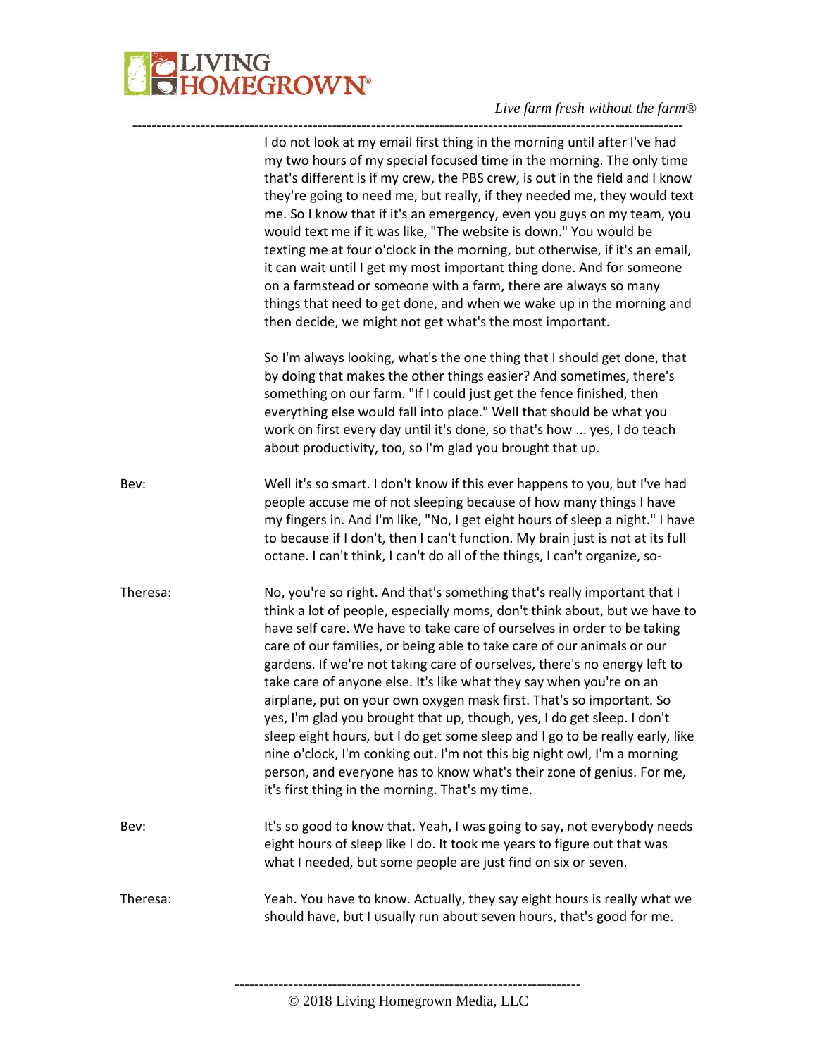I do not look at my email first thing in the morning until after I've had my two hours of my special focused time in the morning. The only time that's different is if my crew, the PBS crew, is out in the field and I know they're going to need me, but really, if they needed me, they would text me. So I know that if it's an emergency, even you guys on my team, you would text me if it was like, "The website is down." You would be texting me at four o'clock in the morning, but otherwise, if it's an email, it can wait until I get my most important thing done. And for someone on a farmstead or someone with a farm, there are always so many things that need to get done, and when we wake up in the morning and then decide, we might not get what's the most important.

So I'm always looking, what's the one thing that I should get done, that by doing that makes the other things easier? And sometimes, there's something on our farm. "If I could just get the fence finished, then everything else would fall into place." Well that should be what you work on first every day until it's done, so that's how ... yes, I do teach about productivity, too, so I'm glad you brought that up.

Bev: Well it's so smart. I don't know if this ever happens to you, but I've had people accuse me of not sleeping because of how many things I have my fingers in. And I'm like, "No, I get eight hours of sleep a night." I have to because if I don't, then I can't function. My brain just is not at its full octane. I can't think, I can't do all of the things, I can't organize, so-

Theresa: No, you're so right. And that's something that's really important that I think a lot of people, especially moms, don't think about, but we have to have self care. We have to take care of ourselves in order to be taking care of our families, or being able to take care of our animals or our gardens. If we're not taking care of ourselves, there's no energy left to take care of anyone else. It's like what they say when you're on an airplane, put on your own oxygen mask first. That's so important. So yes, I'm glad you brought that up, though, yes, I do get sleep. I don't sleep eight hours, but I do get some sleep and I go to be really early, like nine o'clock, I'm conking out. I'm not this big night owl, I'm a morning person, and everyone has to know what's their zone of genius. For me, it's first thing in the morning. That's my time.

Bev: It's so good to know that. Yeah, I was going to say, not everybody needs eight hours of sleep like I do. It took me years to figure out that was what I needed, but some people are just find on six or seven.

Theresa: Yeah. You have to know. Actually, they say eight hours is really what we should have, but I usually run about seven hours, that's good for me.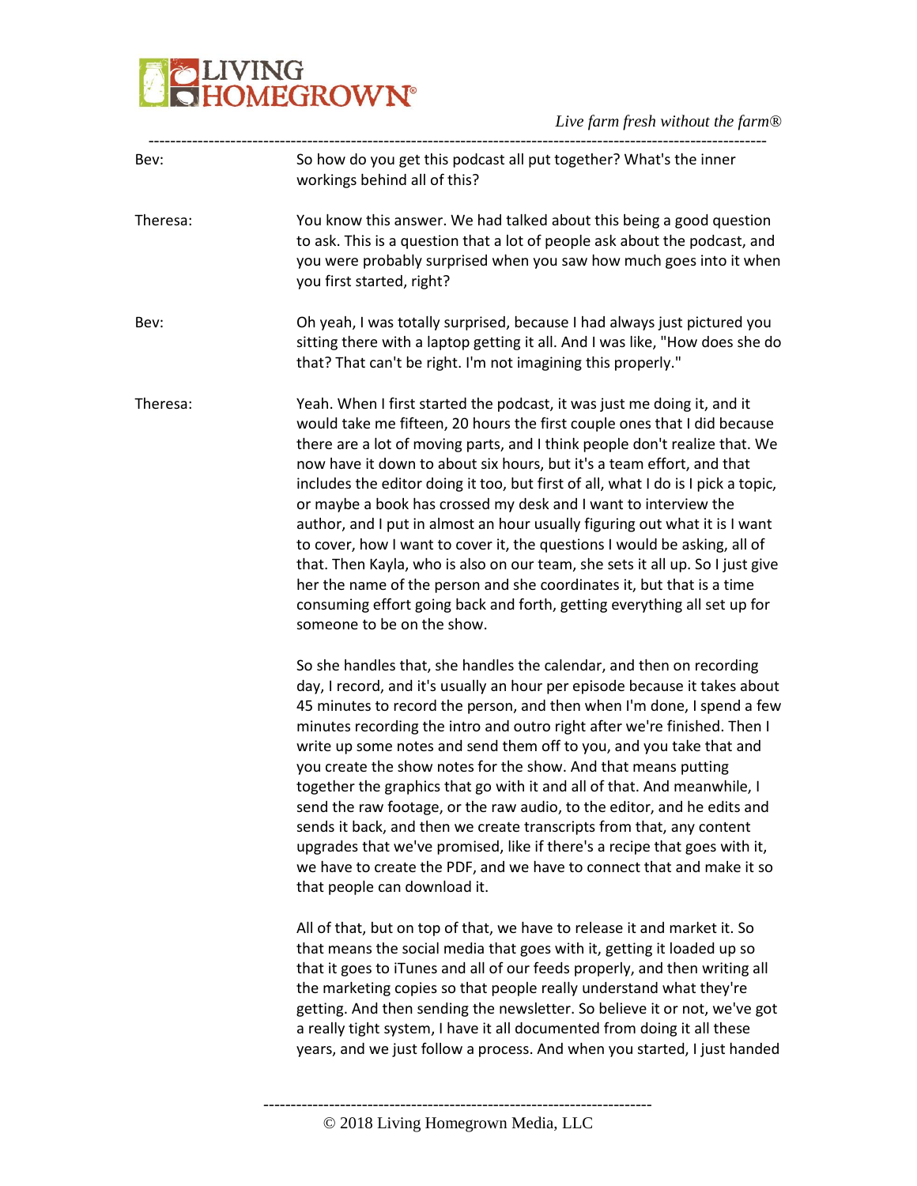**Bev:** So how do you get this podcast all put together? What's the inner workings behind all of this?

**Theresa:** You know this answer. We had talked about this being a good question to ask. This is a question that a lot of people ask about the podcast, and you were probably surprised when you saw how much goes into it when you first started, right?

**Bev:** Oh yeah, I was totally surprised, because I had always just pictured you sitting there with a laptop getting it all. And I was like, "How does she do that? That can't be right. I'm not imagining this properly."

**Theresa:** Yeah. When I first started the podcast, it was just me doing it, and it would take me fifteen, 20 hours the first couple ones that I did because there are a lot of moving parts, and I think people don't realize that. We now have it down to about six hours, but it's a team effort, and that includes the editor doing it too, but first of all, what I do is I pick a topic, or maybe a book has crossed my desk and I want to interview the author, and I put in almost an hour usually figuring out what it is I want to cover, how I want to cover it, the questions I would be asking, all of that. Then Kayla, who is also on our team, she sets it all up. So I just give her the name of the person and she coordinates it, but that is a time consuming effort going back and forth, getting everything all set up for someone to be on the show.

So she handles that, she handles the calendar, and then on recording day, I record, and it's usually an hour per episode because it takes about 45 minutes to record the person, and then when I'm done, I spend a few minutes recording the intro and outro right after we're finished. Then I write up some notes and send them off to you, and you take that and you create the show notes for the show. And that means putting together the graphics that go with it and all of that. And meanwhile, I send the raw footage, or the raw audio, to the editor, and he edits and sends it back, and then we create transcripts from that, any content upgrades that we've promised, like if there's a recipe that goes with it, we have to create the PDF, and we have to connect that and make it so that people can download it.

All of that, but on top of that, we have to release it and market it. So that means the social media that goes with it, getting it loaded up so that it goes to iTunes and all of our feeds properly, and then writing all the marketing copies so that people really understand what they're getting. And then sending the newsletter. So believe it or not, we've got a really tight system, I have it all documented from doing it all these years, and we just follow a process. And when you started, I just handed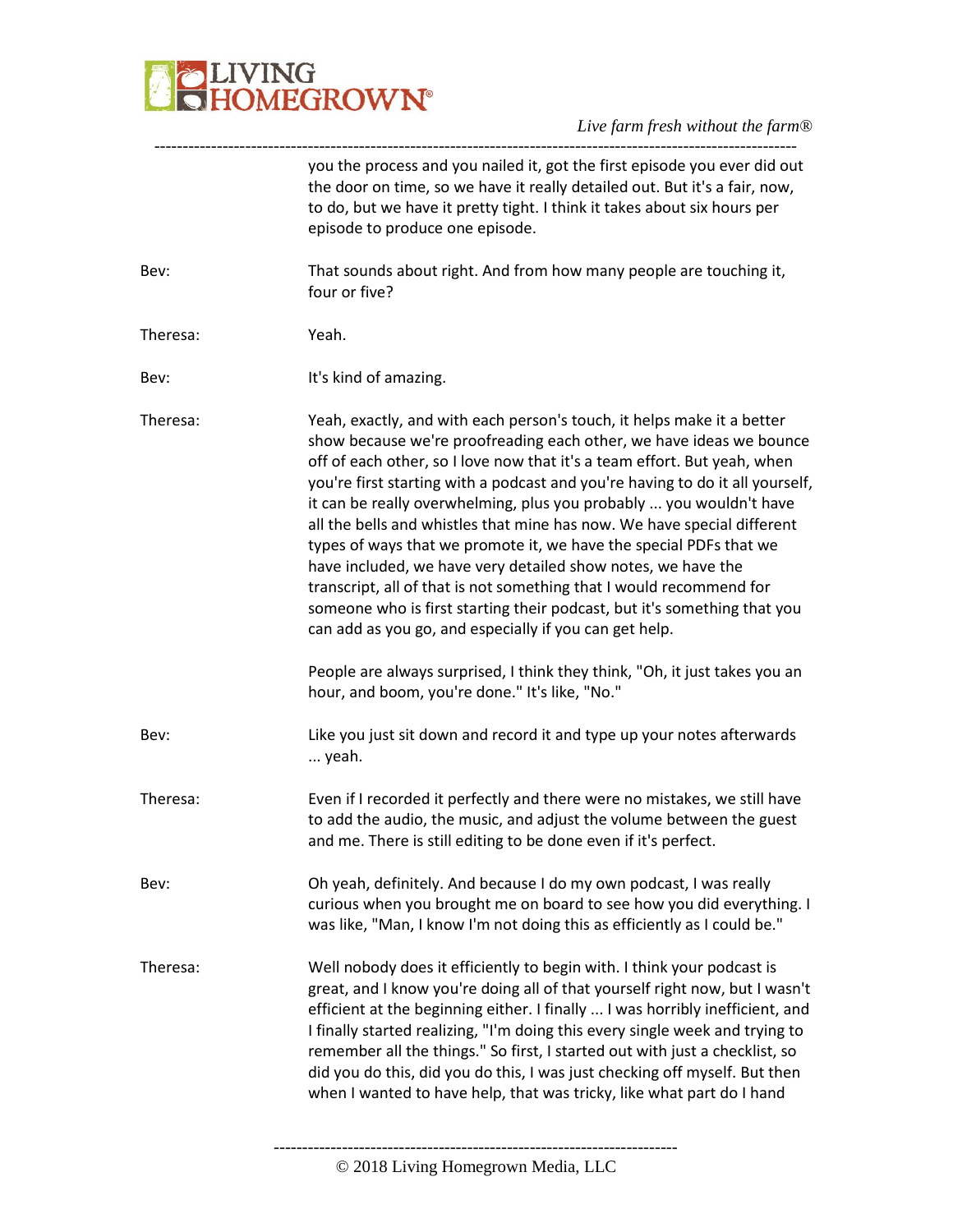you the process and you nailed it, got the first episode you ever did out the door on time, so we have it really detailed out. But it's a fair, now, to do, but we have it pretty tight. I think it takes about six hours per episode to produce one episode.

Bev: That sounds about right. And from how many people are touching it, four or five?

Theresa: Yeah.

Bev: It's kind of amazing.

Theresa: Yeah, exactly, and with each person's touch, it helps make it a better show because we're proofreading each other, we have ideas we bounce off of each other, so I love now that it's a team effort. But yeah, when you're first starting with a podcast and you're having to do it all yourself, it can be really overwhelming, plus you probably ... you wouldn't have all the bells and whistles that mine has now. We have special different types of ways that we promote it, we have the special PDFs that we have included, we have very detailed show notes, we have the transcript, all of that is not something that I would recommend for someone who is first starting their podcast, but it's something that you can add as you go, and especially if you can get help.

People are always surprised, I think they think, "Oh, it just takes you an hour, and boom, you're done." It's like, "No."

Bev: Like you just sit down and record it and type up your notes afterwards ... yeah.

Theresa: Even if I recorded it perfectly and there were no mistakes, we still have to add the audio, the music, and adjust the volume between the guest and me. There is still editing to be done even if it's perfect.

Bev: Oh yeah, definitely. And because I do my own podcast, I was really curious when you brought me on board to see how you did everything. I was like, "Man, I know I'm not doing this as efficiently as I could be."

Theresa: Well nobody does it efficiently to begin with. I think your podcast is great, and I know you're doing all of that yourself right now, but I wasn't efficient at the beginning either. I finally ... I was horribly inefficient, and I finally started realizing, "I'm doing this every single week and trying to remember all the things." So first, I started out with just a checklist, so did you do this, did you do this, I was just checking off myself. But then when I wanted to have help, that was tricky, like what part do I hand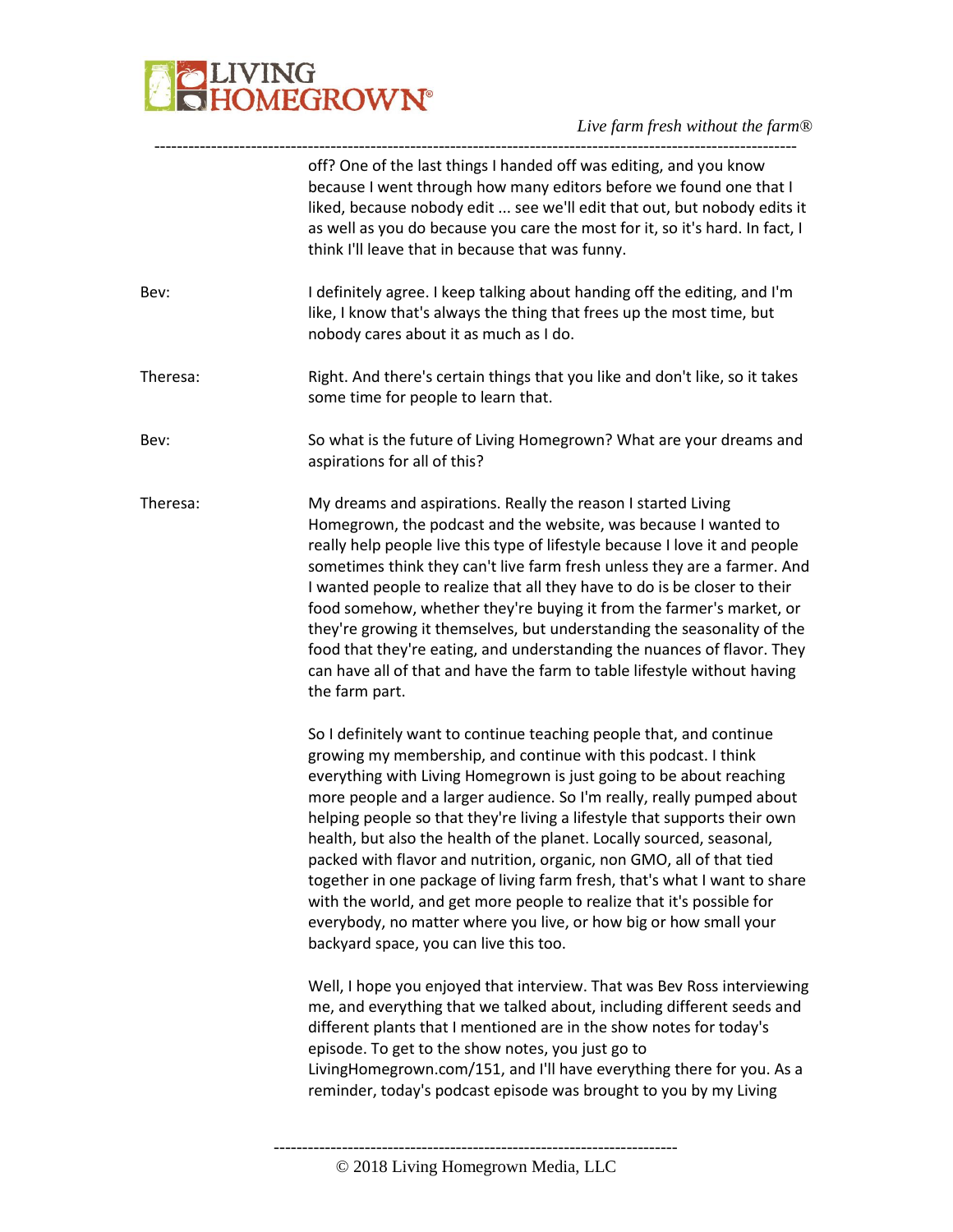off? One of the last things I handed off was editing, and you know because I went through how many editors before we found one that I liked, because nobody edit ... see we'll edit that out, but nobody edits it as well as you do because you care the most for it, so it's hard. In fact, I think I'll leave that in because that was funny.

Bev: I definitely agree. I keep talking about handing off the editing, and I'm like, I know that's always the thing that frees up the most time, but nobody cares about it as much as I do.

Theresa: Right. And there's certain things that you like and don't like, so it takes some time for people to learn that.

Bev: So what is the future of Living Homegrown? What are your dreams and aspirations for all of this?

Theresa: My dreams and aspirations. Really the reason I started Living Homegrown, the podcast and the website, was because I wanted to really help people live this type of lifestyle because I love it and people sometimes think they can't live farm fresh unless they are a farmer. And I wanted people to realize that all they have to do is be closer to their food somehow, whether they're buying it from the farmer's market, or they're growing it themselves, but understanding the seasonality of the food that they're eating, and understanding the nuances of flavor. They can have all of that and have the farm to table lifestyle without having the farm part.

So I definitely want to continue teaching people that, and continue growing my membership, and continue with this podcast. I think everything with Living Homegrown is just going to be about reaching more people and a larger audience. So I'm really, really pumped about helping people so that they're living a lifestyle that supports their own health, but also the health of the planet. Locally sourced, seasonal, packed with flavor and nutrition, organic, non GMO, all of that tied together in one package of living farm fresh, that's what I want to share with the world, and get more people to realize that it's possible for everybody, no matter where you live, or how big or how small your backyard space, you can live this too.

Well, I hope you enjoyed that interview. That was Bev Ross interviewing me, and everything that we talked about, including different seeds and different plants that I mentioned are in the show notes for today's episode. To get to the show notes, you just go to LivingHomegrown.com/151, and I'll have everything there for you. As a reminder, today's podcast episode was brought to you by my Living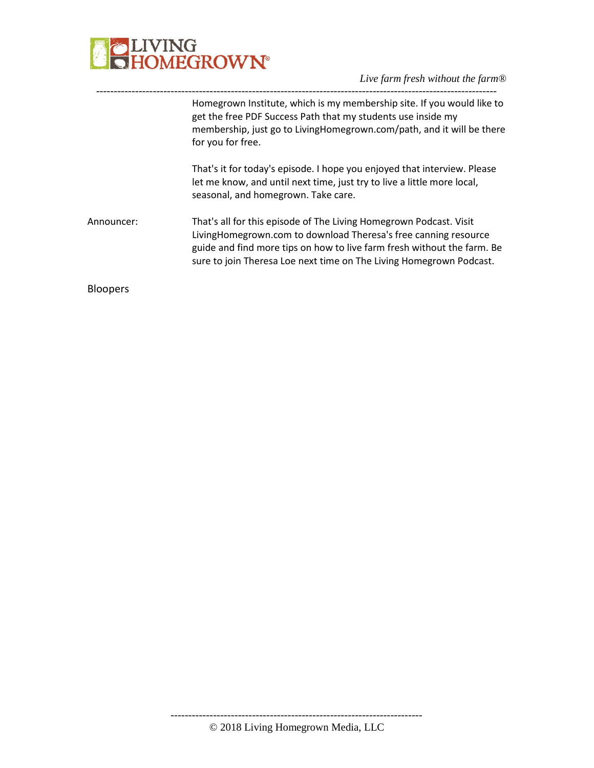Homegrown Institute, which is my membership site. If you would like to get the free PDF Success Path that my students use inside my membership, just go to LivingHomegrown.com/path, and it will be there for you for free.

That's it for today's episode. I hope you enjoyed that interview. Please let me know, and until next time, just try to live a little more local, seasonal, and homegrown. Take care.

Announcer: That's all for this episode of The Living Homegrown Podcast. Visit LivingHomegrown.com to download Theresa's free canning resource guide and find more tips on how to live farm fresh without the farm. Be sure to join Theresa Loe next time on The Living Homegrown Podcast.

Bloopers